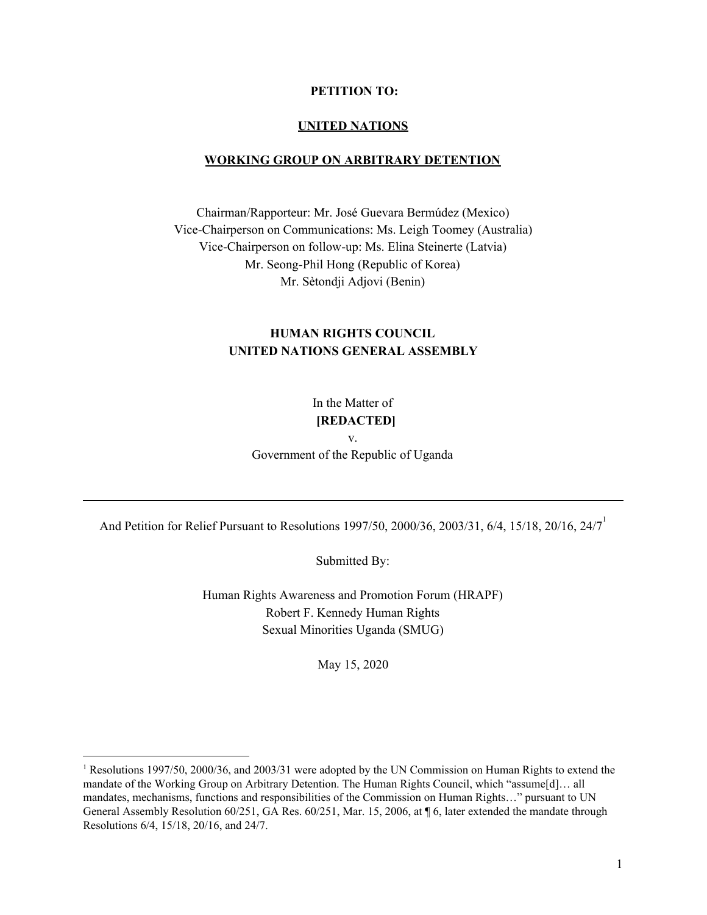**PETITION TO:**

**UNITED NATIONS**

**WORKING GROUP ON ARBITRARY DETENTION**

Chairman/Rapporteur: Mr. José Guevara Bermúdez (Mexico)
Vice-Chairperson on Communications: Ms. Leigh Toomey (Australia)
Vice-Chairperson on follow-up: Ms. Elina Steinerte (Latvia)
Mr. Seong-Phil Hong (Republic of Korea)
Mr. Sètondji Adjovi (Benin)

**HUMAN RIGHTS COUNCIL**
**UNITED NATIONS GENERAL ASSEMBLY**

In the Matter of
**[REDACTED]**
v.
Government of the Republic of Uganda

---

And Petition for Relief Pursuant to Resolutions 1997/50, 2000/36, 2003/31, 6/4, 15/18, 20/16, 24/7[1]

Submitted By:

Human Rights Awareness and Promotion Forum (HRAPF)
Robert F. Kennedy Human Rights
Sexual Minorities Uganda (SMUG)

May 15, 2020

---

[1] Resolutions 1997/50, 2000/36, and 2003/31 were adopted by the UN Commission on Human Rights to extend the mandate of the Working Group on Arbitrary Detention. The Human Rights Council, which "assume[d]… all mandates, mechanisms, functions and responsibilities of the Commission on Human Rights…" pursuant to UN General Assembly Resolution 60/251, GA Res. 60/251, Mar. 15, 2006, at ¶ 6, later extended the mandate through Resolutions 6/4, 15/18, 20/16, and 24/7.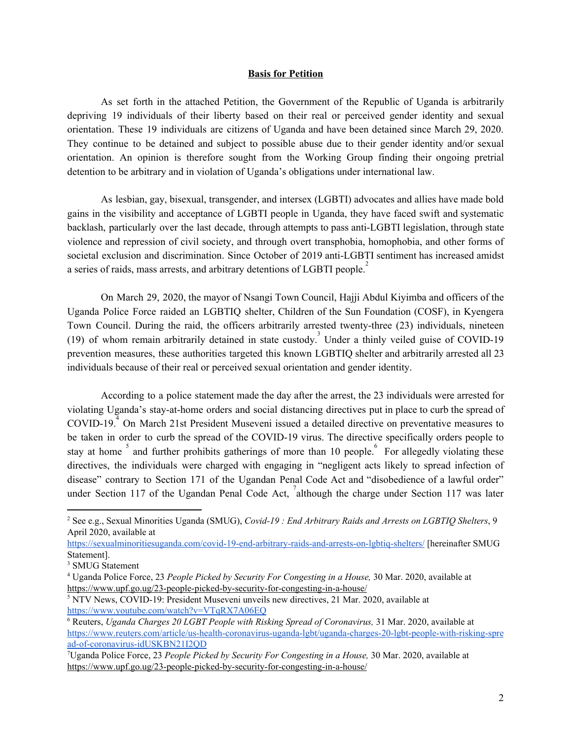## Basis for Petition

As set forth in the attached Petition, the Government of the Republic of Uganda is arbitrarily depriving 19 individuals of their liberty based on their real or perceived gender identity and sexual orientation. These 19 individuals are citizens of Uganda and have been detained since March 29, 2020. They continue to be detained and subject to possible abuse due to their gender identity and/or sexual orientation. An opinion is therefore sought from the Working Group finding their ongoing pretrial detention to be arbitrary and in violation of Uganda's obligations under international law.

As lesbian, gay, bisexual, transgender, and intersex (LGBTI) advocates and allies have made bold gains in the visibility and acceptance of LGBTI people in Uganda, they have faced swift and systematic backlash, particularly over the last decade, through attempts to pass anti-LGBTI legislation, through state violence and repression of civil society, and through overt transphobia, homophobia, and other forms of societal exclusion and discrimination. Since October of 2019 anti-LGBTI sentiment has increased amidst a series of raids, mass arrests, and arbitrary detentions of LGBTI people.[2]

On March 29, 2020, the mayor of Nsangi Town Council, Hajji Abdul Kiyimba and officers of the Uganda Police Force raided an LGBTIQ shelter, Children of the Sun Foundation (COSF), in Kyengera Town Council. During the raid, the officers arbitrarily arrested twenty-three (23) individuals, nineteen (19) of whom remain arbitrarily detained in state custody.[3] Under a thinly veiled guise of COVID-19 prevention measures, these authorities targeted this known LGBTIQ shelter and arbitrarily arrested all 23 individuals because of their real or perceived sexual orientation and gender identity.

According to a police statement made the day after the arrest, the 23 individuals were arrested for violating Uganda's stay-at-home orders and social distancing directives put in place to curb the spread of COVID-19.[4] On March 21st President Museveni issued a detailed directive on preventative measures to be taken in order to curb the spread of the COVID-19 virus. The directive specifically orders people to stay at home [5] and further prohibits gatherings of more than 10 people.[6] For allegedly violating these directives, the individuals were charged with engaging in "negligent acts likely to spread infection of disease" contrary to Section 171 of the Ugandan Penal Code Act and "disobedience of a lawful order" under Section 117 of the Ugandan Penal Code Act, [7]although the charge under Section 117 was later

---

[2] See e.g., Sexual Minorities Uganda (SMUG), *Covid-19 : End Arbitrary Raids and Arrests on LGBTIQ Shelters*, 9 April 2020, available at https://sexualminoritiesuganda.com/covid-19-end-arbitrary-raids-and-arrests-on-lgbtiq-shelters/ [hereinafter SMUG Statement].

[3] SMUG Statement

[4] Uganda Police Force, 23 *People Picked by Security For Congesting in a House,* 30 Mar. 2020, available at https://www.upf.go.ug/23-people-picked-by-security-for-congesting-in-a-house/

[5] NTV News, COVID-19: President Museveni unveils new directives, 21 Mar. 2020, available at https://www.youtube.com/watch?v=VTqRX7A06EQ

[6] Reuters, *Uganda Charges 20 LGBT People with Risking Spread of Coronavirus,* 31 Mar. 2020, available at https://www.reuters.com/article/us-health-coronavirus-uganda-lgbt/uganda-charges-20-lgbt-people-with-risking-spread-of-coronavirus-idUSKBN21I2QD

[7] Uganda Police Force, 23 *People Picked by Security For Congesting in a House,* 30 Mar. 2020, available at https://www.upf.go.ug/23-people-picked-by-security-for-congesting-in-a-house/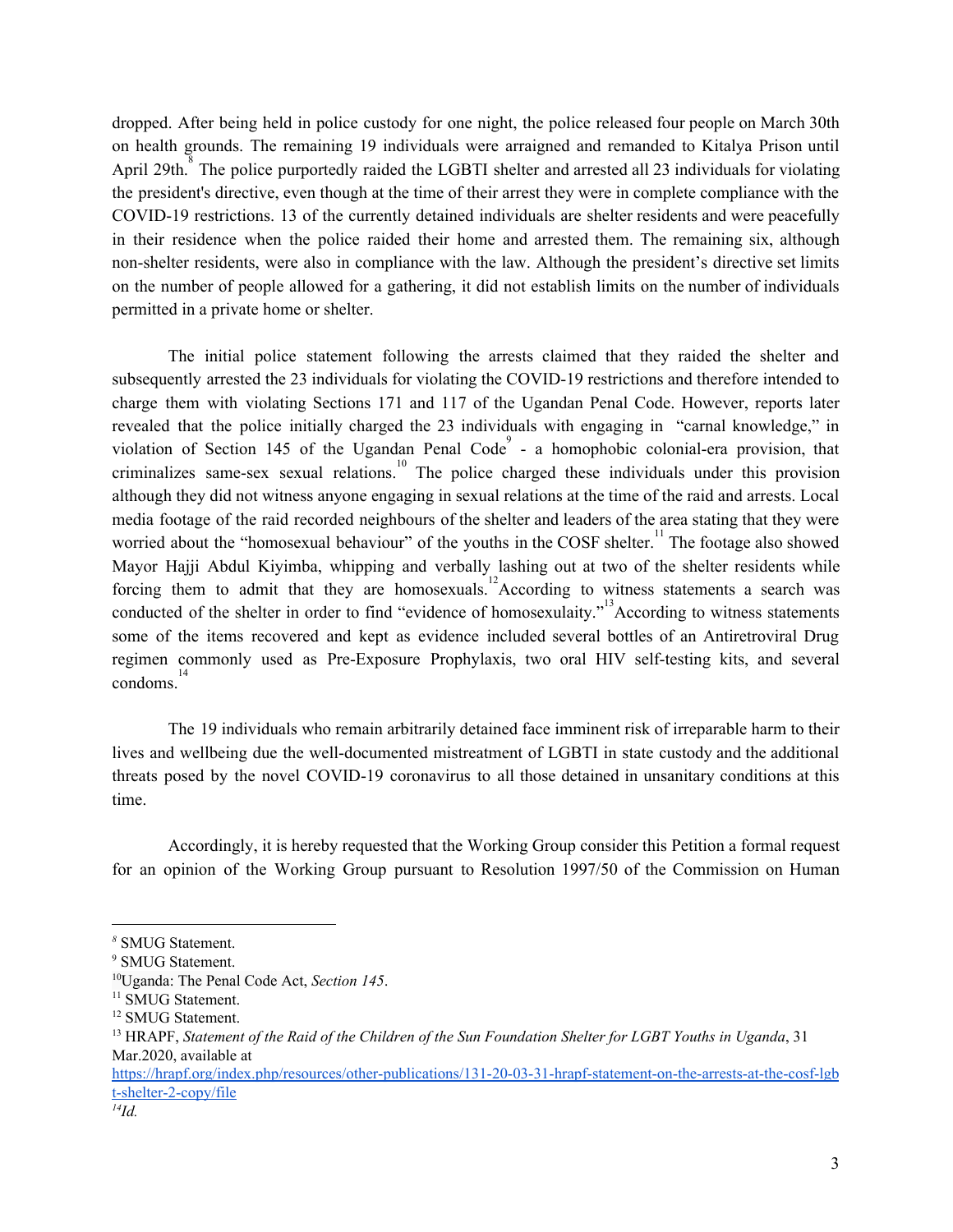dropped. After being held in police custody for one night, the police released four people on March 30th on health grounds. The remaining 19 individuals were arraigned and remanded to Kitalya Prison until April 29th.[8] The police purportedly raided the LGBTI shelter and arrested all 23 individuals for violating the president's directive, even though at the time of their arrest they were in complete compliance with the COVID-19 restrictions. 13 of the currently detained individuals are shelter residents and were peacefully in their residence when the police raided their home and arrested them. The remaining six, although non-shelter residents, were also in compliance with the law. Although the president's directive set limits on the number of people allowed for a gathering, it did not establish limits on the number of individuals permitted in a private home or shelter.

The initial police statement following the arrests claimed that they raided the shelter and subsequently arrested the 23 individuals for violating the COVID-19 restrictions and therefore intended to charge them with violating Sections 171 and 117 of the Ugandan Penal Code. However, reports later revealed that the police initially charged the 23 individuals with engaging in "carnal knowledge," in violation of Section 145 of the Ugandan Penal Code[9] - a homophobic colonial-era provision, that criminalizes same-sex sexual relations.[10] The police charged these individuals under this provision although they did not witness anyone engaging in sexual relations at the time of the raid and arrests. Local media footage of the raid recorded neighbours of the shelter and leaders of the area stating that they were worried about the "homosexual behaviour" of the youths in the COSF shelter.[11] The footage also showed Mayor Hajji Abdul Kiyimba, whipping and verbally lashing out at two of the shelter residents while forcing them to admit that they are homosexuals.[12] According to witness statements a search was conducted of the shelter in order to find "evidence of homosexulaity."[13] According to witness statements some of the items recovered and kept as evidence included several bottles of an Antiretroviral Drug regimen commonly used as Pre-Exposure Prophylaxis, two oral HIV self-testing kits, and several condoms.[14]

The 19 individuals who remain arbitrarily detained face imminent risk of irreparable harm to their lives and wellbeing due the well-documented mistreatment of LGBTI in state custody and the additional threats posed by the novel COVID-19 coronavirus to all those detained in unsanitary conditions at this time.

Accordingly, it is hereby requested that the Working Group consider this Petition a formal request for an opinion of the Working Group pursuant to Resolution 1997/50 of the Commission on Human

---

[8] SMUG Statement.

[9] SMUG Statement.

[10] Uganda: The Penal Code Act, *Section 145*.

[11] SMUG Statement.

[12] SMUG Statement.

[13] HRAPF, *Statement of the Raid of the Children of the Sun Foundation Shelter for LGBT Youths in Uganda*, 31 Mar.2020, available at https://hrapf.org/index.php/resources/other-publications/131-20-03-31-hrapf-statement-on-the-arrests-at-the-cosf-lgbt-shelter-2-copy/file

[14] *Id.*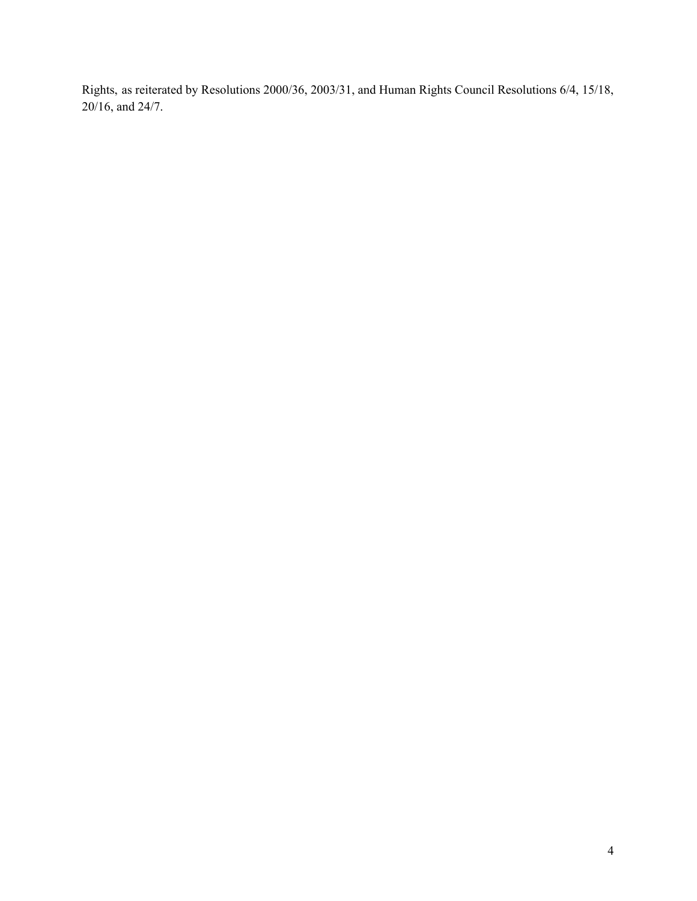Rights, as reiterated by Resolutions 2000/36, 2003/31, and Human Rights Council Resolutions 6/4, 15/18, 20/16, and 24/7.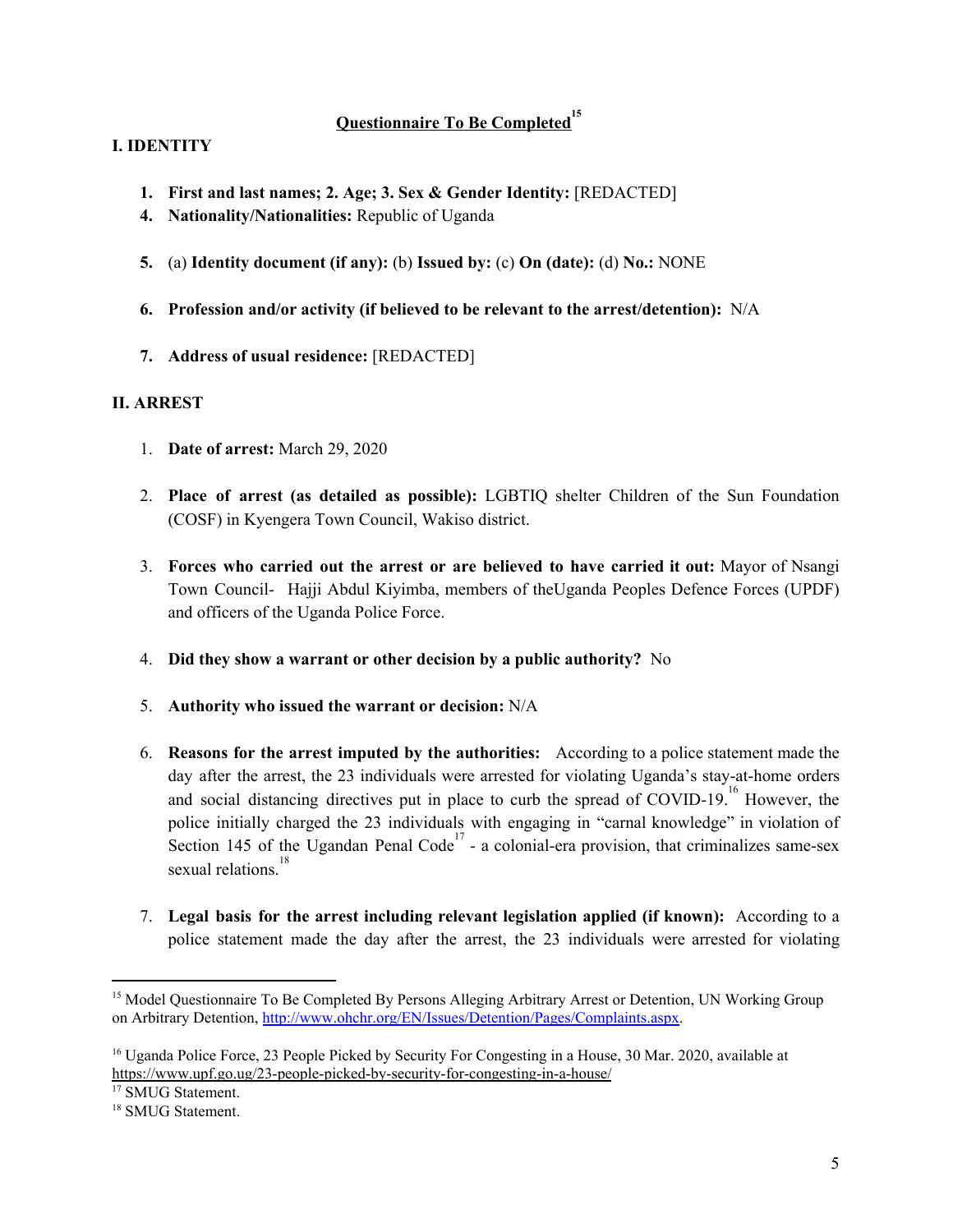## Questionnaire To Be Completed[15]

### I. IDENTITY

1. **First and last names; 2. Age; 3. Sex & Gender Identity:** [REDACTED]
4. **Nationality/Nationalities:** Republic of Uganda

5. (a) **Identity document (if any):** (b) **Issued by:** (c) **On (date):** (d) **No.:** NONE

6. **Profession and/or activity (if believed to be relevant to the arrest/detention):** N/A

7. **Address of usual residence:** [REDACTED]

### II. ARREST

1. **Date of arrest:** March 29, 2020

2. **Place of arrest (as detailed as possible):** LGBTIQ shelter Children of the Sun Foundation (COSF) in Kyengera Town Council, Wakiso district.

3. **Forces who carried out the arrest or are believed to have carried it out:** Mayor of Nsangi Town Council- Hajji Abdul Kiyimba, members of theUganda Peoples Defence Forces (UPDF) and officers of the Uganda Police Force.

4. **Did they show a warrant or other decision by a public authority?** No

5. **Authority who issued the warrant or decision:** N/A

6. **Reasons for the arrest imputed by the authorities:** According to a police statement made the day after the arrest, the 23 individuals were arrested for violating Uganda's stay-at-home orders and social distancing directives put in place to curb the spread of COVID-19.[16] However, the police initially charged the 23 individuals with engaging in "carnal knowledge" in violation of Section 145 of the Ugandan Penal Code[17] - a colonial-era provision, that criminalizes same-sex sexual relations.[18]

7. **Legal basis for the arrest including relevant legislation applied (if known):** According to a police statement made the day after the arrest, the 23 individuals were arrested for violating

---

[15] Model Questionnaire To Be Completed By Persons Alleging Arbitrary Arrest or Detention, UN Working Group on Arbitrary Detention, http://www.ohchr.org/EN/Issues/Detention/Pages/Complaints.aspx.

[16] Uganda Police Force, 23 People Picked by Security For Congesting in a House, 30 Mar. 2020, available at https://www.upf.go.ug/23-people-picked-by-security-for-congesting-in-a-house/

[17] SMUG Statement.

[18] SMUG Statement.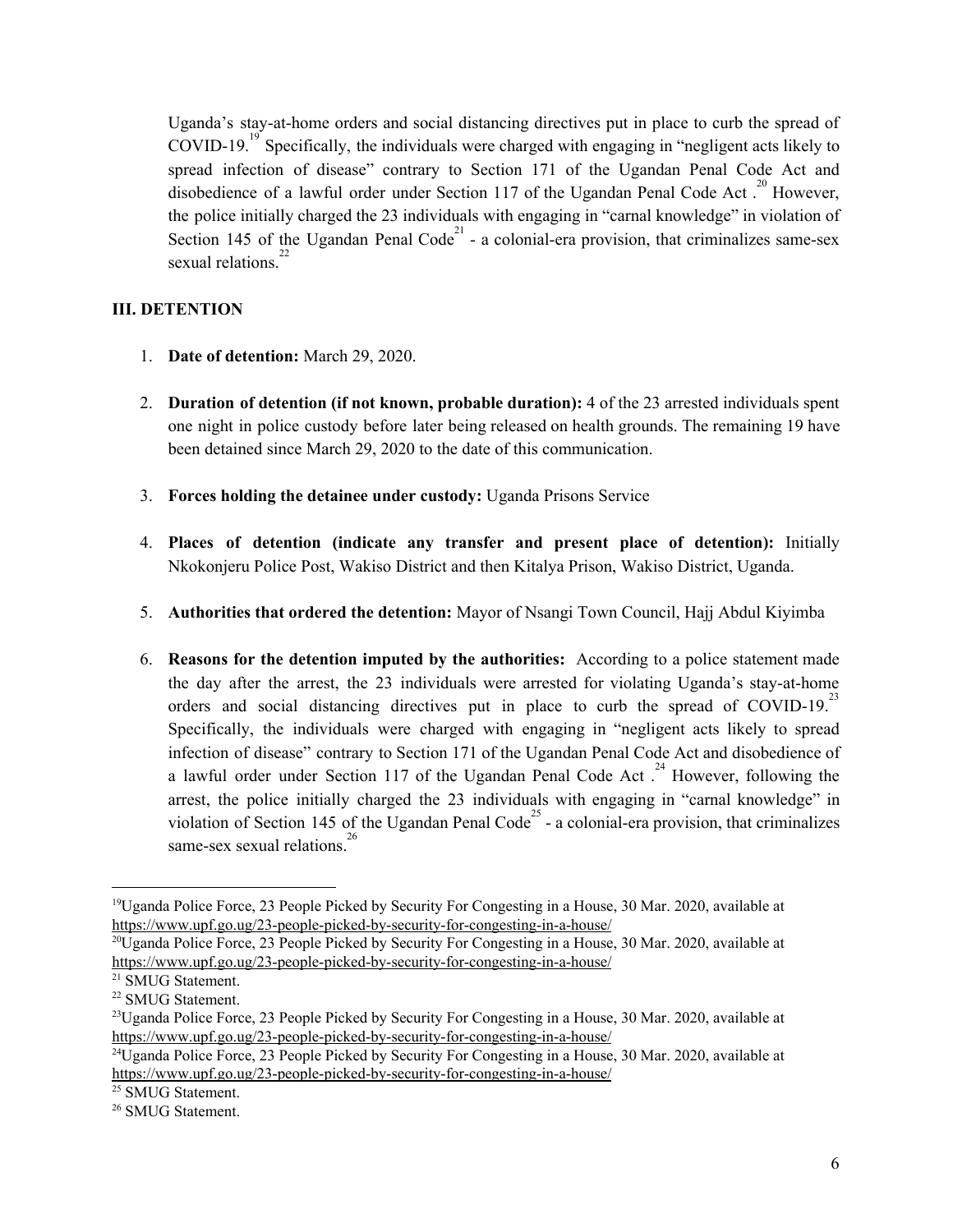Uganda's stay-at-home orders and social distancing directives put in place to curb the spread of COVID-19.[19] Specifically, the individuals were charged with engaging in "negligent acts likely to spread infection of disease" contrary to Section 171 of the Ugandan Penal Code Act and disobedience of a lawful order under Section 117 of the Ugandan Penal Code Act .[20] However, the police initially charged the 23 individuals with engaging in "carnal knowledge" in violation of Section 145 of the Ugandan Penal Code[21] - a colonial-era provision, that criminalizes same-sex sexual relations.[22]

## III. DETENTION

1. **Date of detention:** March 29, 2020.

2. **Duration of detention (if not known, probable duration):** 4 of the 23 arrested individuals spent one night in police custody before later being released on health grounds. The remaining 19 have been detained since March 29, 2020 to the date of this communication.

3. **Forces holding the detainee under custody:** Uganda Prisons Service

4. **Places of detention (indicate any transfer and present place of detention):** Initially Nkokonjeru Police Post, Wakiso District and then Kitalya Prison, Wakiso District, Uganda.

5. **Authorities that ordered the detention:** Mayor of Nsangi Town Council, Hajj Abdul Kiyimba

6. **Reasons for the detention imputed by the authorities:** According to a police statement made the day after the arrest, the 23 individuals were arrested for violating Uganda's stay-at-home orders and social distancing directives put in place to curb the spread of COVID-19.[23] Specifically, the individuals were charged with engaging in "negligent acts likely to spread infection of disease" contrary to Section 171 of the Ugandan Penal Code Act and disobedience of a lawful order under Section 117 of the Ugandan Penal Code Act .[24] However, following the arrest, the police initially charged the 23 individuals with engaging in "carnal knowledge" in violation of Section 145 of the Ugandan Penal Code[25] - a colonial-era provision, that criminalizes same-sex sexual relations.[26]

---

[19] Uganda Police Force, 23 People Picked by Security For Congesting in a House, 30 Mar. 2020, available at https://www.upf.go.ug/23-people-picked-by-security-for-congesting-in-a-house/

[20] Uganda Police Force, 23 People Picked by Security For Congesting in a House, 30 Mar. 2020, available at https://www.upf.go.ug/23-people-picked-by-security-for-congesting-in-a-house/

[21] SMUG Statement.

[22] SMUG Statement.

[23] Uganda Police Force, 23 People Picked by Security For Congesting in a House, 30 Mar. 2020, available at https://www.upf.go.ug/23-people-picked-by-security-for-congesting-in-a-house/

[24] Uganda Police Force, 23 People Picked by Security For Congesting in a House, 30 Mar. 2020, available at https://www.upf.go.ug/23-people-picked-by-security-for-congesting-in-a-house/

[25] SMUG Statement.

[26] SMUG Statement.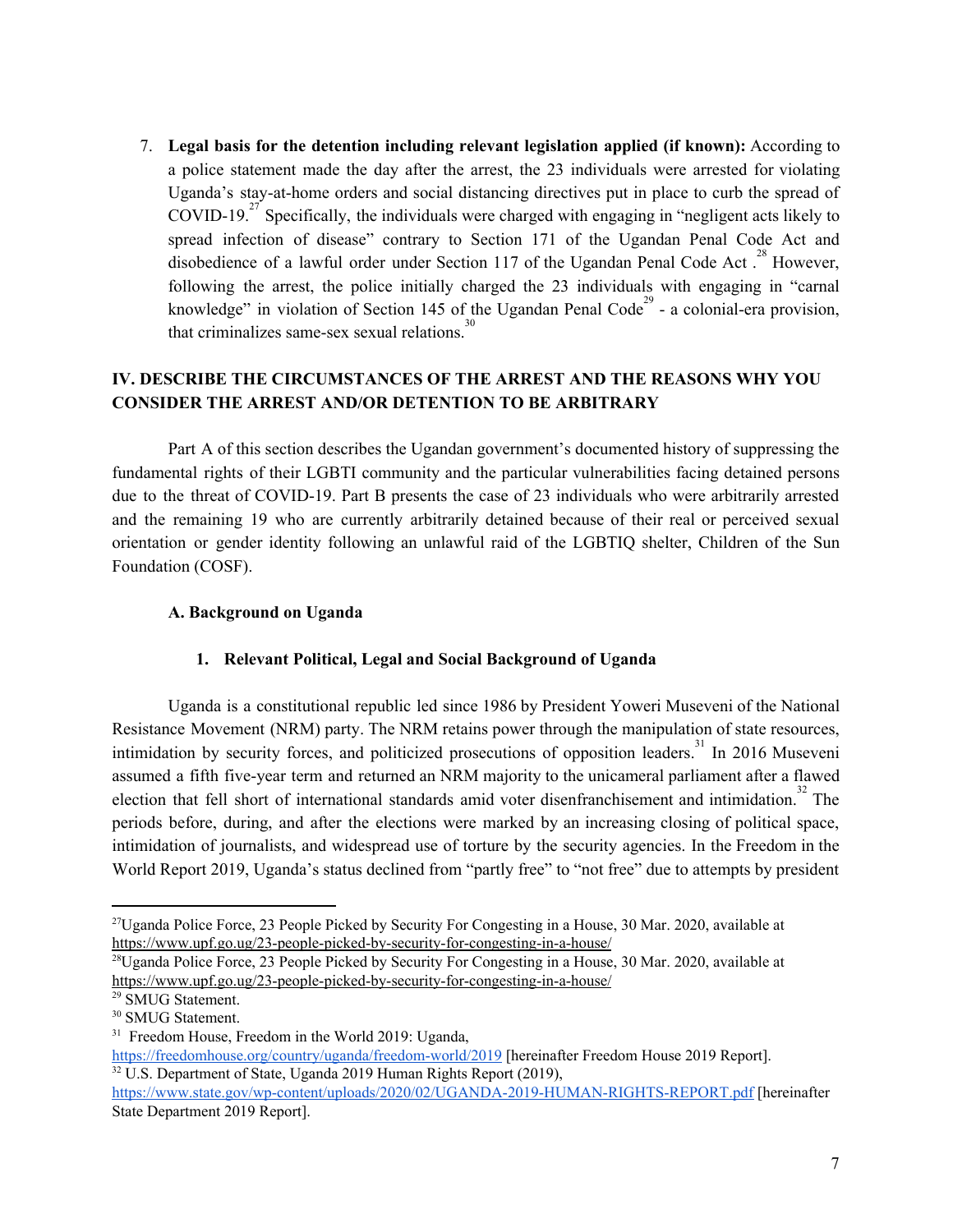7. **Legal basis for the detention including relevant legislation applied (if known):** According to a police statement made the day after the arrest, the 23 individuals were arrested for violating Uganda's stay-at-home orders and social distancing directives put in place to curb the spread of COVID-19.[27] Specifically, the individuals were charged with engaging in "negligent acts likely to spread infection of disease" contrary to Section 171 of the Ugandan Penal Code Act and disobedience of a lawful order under Section 117 of the Ugandan Penal Code Act .[28] However, following the arrest, the police initially charged the 23 individuals with engaging in "carnal knowledge" in violation of Section 145 of the Ugandan Penal Code[29] - a colonial-era provision, that criminalizes same-sex sexual relations.[30]

## IV. DESCRIBE THE CIRCUMSTANCES OF THE ARREST AND THE REASONS WHY YOU CONSIDER THE ARREST AND/OR DETENTION TO BE ARBITRARY

Part A of this section describes the Ugandan government's documented history of suppressing the fundamental rights of their LGBTI community and the particular vulnerabilities facing detained persons due to the threat of COVID-19. Part B presents the case of 23 individuals who were arbitrarily arrested and the remaining 19 who are currently arbitrarily detained because of their real or perceived sexual orientation or gender identity following an unlawful raid of the LGBTIQ shelter, Children of the Sun Foundation (COSF).

### A. Background on Uganda

#### 1. Relevant Political, Legal and Social Background of Uganda

Uganda is a constitutional republic led since 1986 by President Yoweri Museveni of the National Resistance Movement (NRM) party. The NRM retains power through the manipulation of state resources, intimidation by security forces, and politicized prosecutions of opposition leaders.[31] In 2016 Museveni assumed a fifth five-year term and returned an NRM majority to the unicameral parliament after a flawed election that fell short of international standards amid voter disenfranchisement and intimidation.[32] The periods before, during, and after the elections were marked by an increasing closing of political space, intimidation of journalists, and widespread use of torture by the security agencies. In the Freedom in the World Report 2019, Uganda's status declined from "partly free" to "not free" due to attempts by president

---

[27] Uganda Police Force, 23 People Picked by Security For Congesting in a House, 30 Mar. 2020, available at https://www.upf.go.ug/23-people-picked-by-security-for-congesting-in-a-house/

[28] Uganda Police Force, 23 People Picked by Security For Congesting in a House, 30 Mar. 2020, available at https://www.upf.go.ug/23-people-picked-by-security-for-congesting-in-a-house/

[29] SMUG Statement.

[30] SMUG Statement.

[31] Freedom House, Freedom in the World 2019: Uganda, https://freedomhouse.org/country/uganda/freedom-world/2019 [hereinafter Freedom House 2019 Report].

[32] U.S. Department of State, Uganda 2019 Human Rights Report (2019), https://www.state.gov/wp-content/uploads/2020/02/UGANDA-2019-HUMAN-RIGHTS-REPORT.pdf [hereinafter State Department 2019 Report].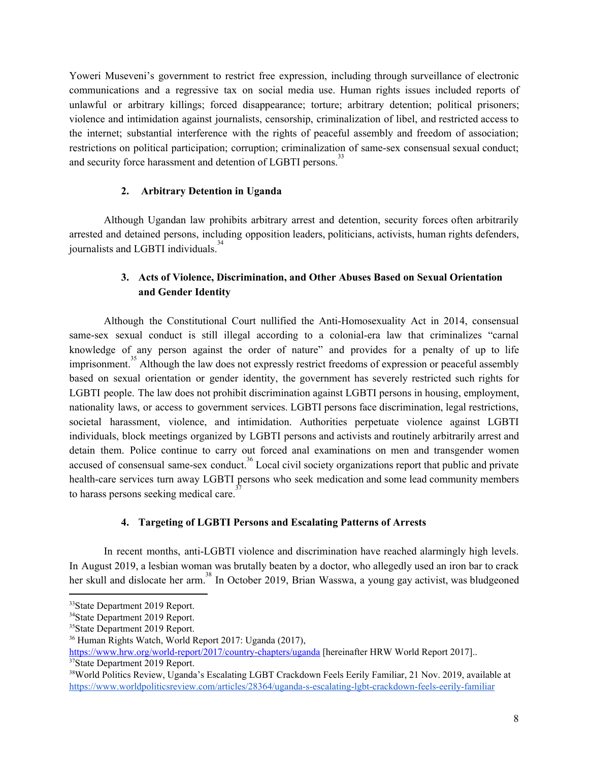Yoweri Museveni's government to restrict free expression, including through surveillance of electronic communications and a regressive tax on social media use. Human rights issues included reports of unlawful or arbitrary killings; forced disappearance; torture; arbitrary detention; political prisoners; violence and intimidation against journalists, censorship, criminalization of libel, and restricted access to the internet; substantial interference with the rights of peaceful assembly and freedom of association; restrictions on political participation; corruption; criminalization of same-sex consensual sexual conduct; and security force harassment and detention of LGBTI persons.[33]

### 2. Arbitrary Detention in Uganda

Although Ugandan law prohibits arbitrary arrest and detention, security forces often arbitrarily arrested and detained persons, including opposition leaders, politicians, activists, human rights defenders, journalists and LGBTI individuals.[34]

### 3. Acts of Violence, Discrimination, and Other Abuses Based on Sexual Orientation and Gender Identity

Although the Constitutional Court nullified the Anti-Homosexuality Act in 2014, consensual same-sex sexual conduct is still illegal according to a colonial-era law that criminalizes "carnal knowledge of any person against the order of nature" and provides for a penalty of up to life imprisonment.[35] Although the law does not expressly restrict freedoms of expression or peaceful assembly based on sexual orientation or gender identity, the government has severely restricted such rights for LGBTI people. The law does not prohibit discrimination against LGBTI persons in housing, employment, nationality laws, or access to government services. LGBTI persons face discrimination, legal restrictions, societal harassment, violence, and intimidation. Authorities perpetuate violence against LGBTI individuals, block meetings organized by LGBTI persons and activists and routinely arbitrarily arrest and detain them. Police continue to carry out forced anal examinations on men and transgender women accused of consensual same-sex conduct.[36] Local civil society organizations report that public and private health-care services turn away LGBTI persons who seek medication and some lead community members to harass persons seeking medical care.[37]

### 4. Targeting of LGBTI Persons and Escalating Patterns of Arrests

In recent months, anti-LGBTI violence and discrimination have reached alarmingly high levels. In August 2019, a lesbian woman was brutally beaten by a doctor, who allegedly used an iron bar to crack her skull and dislocate her arm.[38] In October 2019, Brian Wasswa, a young gay activist, was bludgeoned

---

[33] State Department 2019 Report.

[34] State Department 2019 Report.

[35] State Department 2019 Report.

[36] Human Rights Watch, World Report 2017: Uganda (2017), https://www.hrw.org/world-report/2017/country-chapters/uganda [hereinafter HRW World Report 2017]..

[37] State Department 2019 Report.

[38] World Politics Review, Uganda's Escalating LGBT Crackdown Feels Eerily Familiar, 21 Nov. 2019, available at https://www.worldpoliticsreview.com/articles/28364/uganda-s-escalating-lgbt-crackdown-feels-eerily-familiar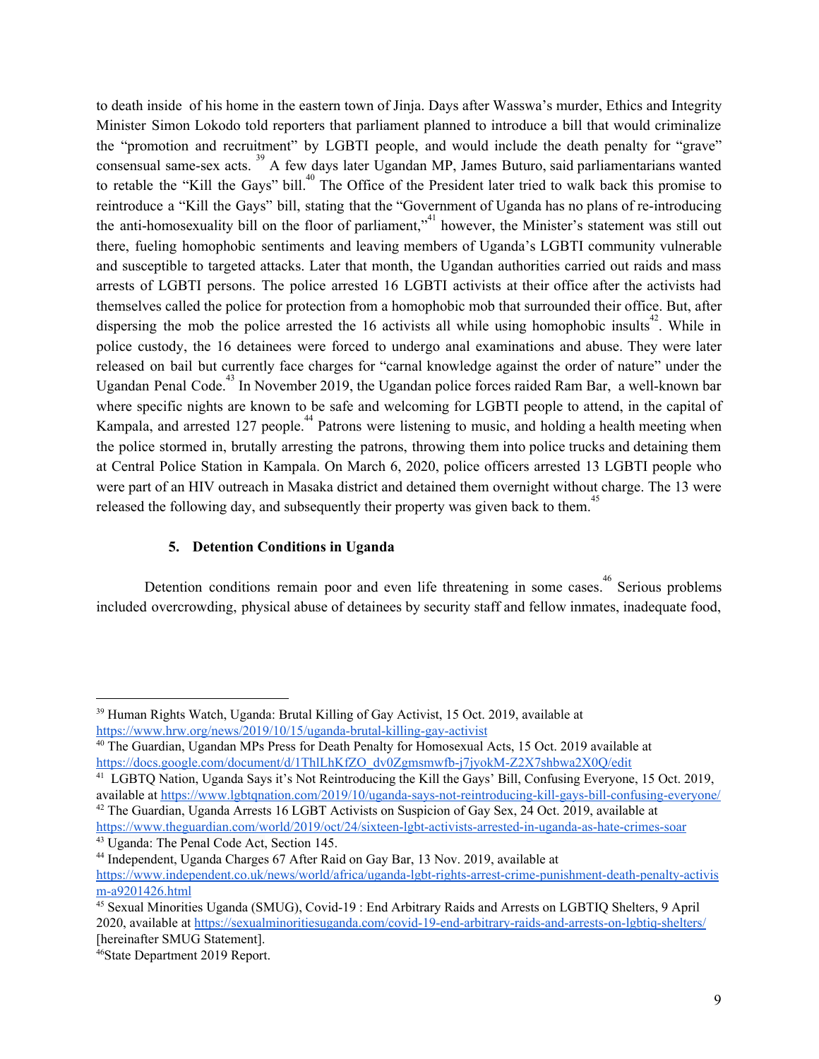to death inside of his home in the eastern town of Jinja. Days after Wasswa's murder, Ethics and Integrity Minister Simon Lokodo told reporters that parliament planned to introduce a bill that would criminalize the "promotion and recruitment" by LGBTI people, and would include the death penalty for "grave" consensual same-sex acts. [39] A few days later Ugandan MP, James Buturo, said parliamentarians wanted to retable the "Kill the Gays" bill.[40] The Office of the President later tried to walk back this promise to reintroduce a "Kill the Gays" bill, stating that the "Government of Uganda has no plans of re-introducing the anti-homosexuality bill on the floor of parliament,"[41] however, the Minister's statement was still out there, fueling homophobic sentiments and leaving members of Uganda's LGBTI community vulnerable and susceptible to targeted attacks. Later that month, the Ugandan authorities carried out raids and mass arrests of LGBTI persons. The police arrested 16 LGBTI activists at their office after the activists had themselves called the police for protection from a homophobic mob that surrounded their office. But, after dispersing the mob the police arrested the 16 activists all while using homophobic insults[42]. While in police custody, the 16 detainees were forced to undergo anal examinations and abuse. They were later released on bail but currently face charges for "carnal knowledge against the order of nature" under the Ugandan Penal Code.[43] In November 2019, the Ugandan police forces raided Ram Bar, a well-known bar where specific nights are known to be safe and welcoming for LGBTI people to attend, in the capital of Kampala, and arrested 127 people.[44] Patrons were listening to music, and holding a health meeting when the police stormed in, brutally arresting the patrons, throwing them into police trucks and detaining them at Central Police Station in Kampala. On March 6, 2020, police officers arrested 13 LGBTI people who were part of an HIV outreach in Masaka district and detained them overnight without charge. The 13 were released the following day, and subsequently their property was given back to them.[45]

### 5. Detention Conditions in Uganda

Detention conditions remain poor and even life threatening in some cases.[46] Serious problems included overcrowding, physical abuse of detainees by security staff and fellow inmates, inadequate food,

---

[39] Human Rights Watch, Uganda: Brutal Killing of Gay Activist, 15 Oct. 2019, available at https://www.hrw.org/news/2019/10/15/uganda-brutal-killing-gay-activist

[40] The Guardian, Ugandan MPs Press for Death Penalty for Homosexual Acts, 15 Oct. 2019 available at https://docs.google.com/document/d/1ThlLhKfZO_dv0Zgmsmwfb-j7jyokM-Z2X7shbwa2X0Q/edit

[41] LGBTQ Nation, Uganda Says it's Not Reintroducing the Kill the Gays' Bill, Confusing Everyone, 15 Oct. 2019, available at https://www.lgbtqnation.com/2019/10/uganda-says-not-reintroducing-kill-gays-bill-confusing-everyone/

[42] The Guardian, Uganda Arrests 16 LGBT Activists on Suspicion of Gay Sex, 24 Oct. 2019, available at https://www.theguardian.com/world/2019/oct/24/sixteen-lgbt-activists-arrested-in-uganda-as-hate-crimes-soar

[43] Uganda: The Penal Code Act, Section 145.

[44] Independent, Uganda Charges 67 After Raid on Gay Bar, 13 Nov. 2019, available at https://www.independent.co.uk/news/world/africa/uganda-lgbt-rights-arrest-crime-punishment-death-penalty-activism-a9201426.html

[45] Sexual Minorities Uganda (SMUG), Covid-19 : End Arbitrary Raids and Arrests on LGBTIQ Shelters, 9 April 2020, available at https://sexualminoritiesuganda.com/covid-19-end-arbitrary-raids-and-arrests-on-lgbtiq-shelters/ [hereinafter SMUG Statement].

[46] State Department 2019 Report.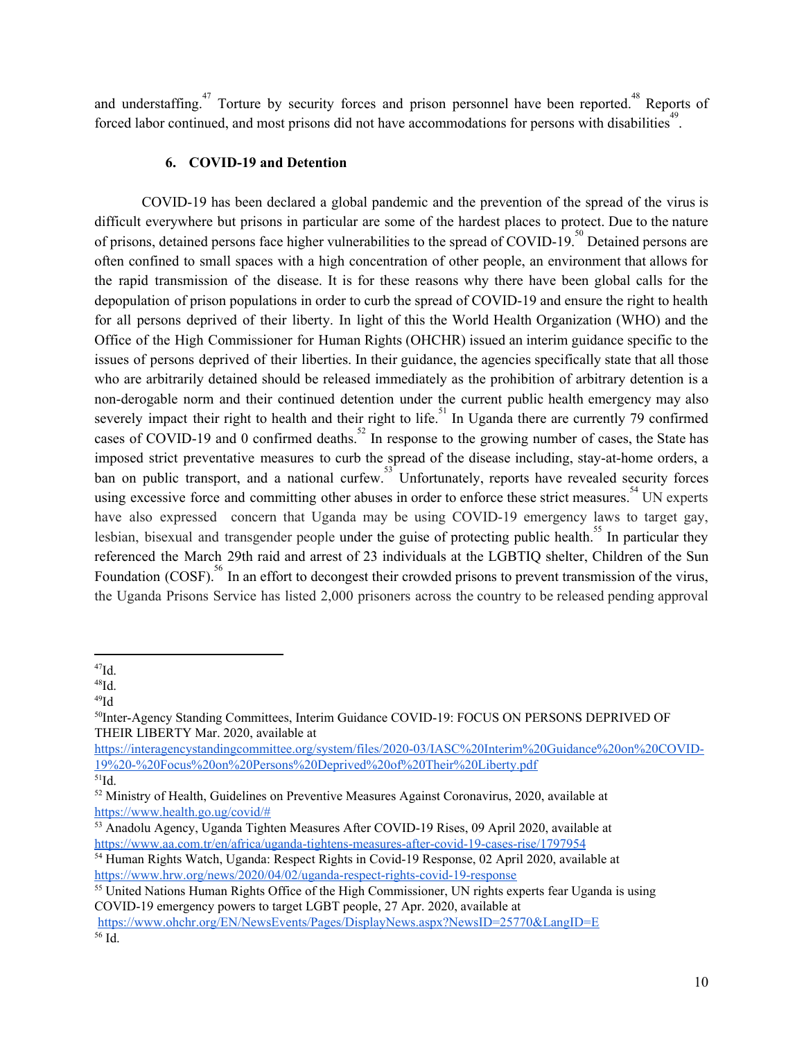and understaffing.[47] Torture by security forces and prison personnel have been reported.[48] Reports of forced labor continued, and most prisons did not have accommodations for persons with disabilities[49].

### 6. COVID-19 and Detention

COVID-19 has been declared a global pandemic and the prevention of the spread of the virus is difficult everywhere but prisons in particular are some of the hardest places to protect. Due to the nature of prisons, detained persons face higher vulnerabilities to the spread of COVID-19.[50] Detained persons are often confined to small spaces with a high concentration of other people, an environment that allows for the rapid transmission of the disease. It is for these reasons why there have been global calls for the depopulation of prison populations in order to curb the spread of COVID-19 and ensure the right to health for all persons deprived of their liberty. In light of this the World Health Organization (WHO) and the Office of the High Commissioner for Human Rights (OHCHR) issued an interim guidance specific to the issues of persons deprived of their liberties. In their guidance, the agencies specifically state that all those who are arbitrarily detained should be released immediately as the prohibition of arbitrary detention is a non-derogable norm and their continued detention under the current public health emergency may also severely impact their right to health and their right to life.[51] In Uganda there are currently 79 confirmed cases of COVID-19 and 0 confirmed deaths.[52] In response to the growing number of cases, the State has imposed strict preventative measures to curb the spread of the disease including, stay-at-home orders, a ban on public transport, and a national curfew.[53] Unfortunately, reports have revealed security forces using excessive force and committing other abuses in order to enforce these strict measures.[54] UN experts have also expressed concern that Uganda may be using COVID-19 emergency laws to target gay, lesbian, bisexual and transgender people under the guise of protecting public health.[55] In particular they referenced the March 29th raid and arrest of 23 individuals at the LGBTIQ shelter, Children of the Sun Foundation (COSF).[56] In an effort to decongest their crowded prisons to prevent transmission of the virus, the Uganda Prisons Service has listed 2,000 prisoners across the country to be released pending approval

---

[47] Id.

[48] Id.

[49] Id

[50] Inter-Agency Standing Committees, Interim Guidance COVID-19: FOCUS ON PERSONS DEPRIVED OF THEIR LIBERTY Mar. 2020, available at https://interagencystandingcommittee.org/system/files/2020-03/IASC%20Interim%20Guidance%20on%20COVID-19%20-%20Focus%20on%20Persons%20Deprived%20of%20Their%20Liberty.pdf

[51] Id.

[52] Ministry of Health, Guidelines on Preventive Measures Against Coronavirus, 2020, available at https://www.health.go.ug/covid/#

[53] Anadolu Agency, Uganda Tighten Measures After COVID-19 Rises, 09 April 2020, available at https://www.aa.com.tr/en/africa/uganda-tightens-measures-after-covid-19-cases-rise/1797954

[54] Human Rights Watch, Uganda: Respect Rights in Covid-19 Response, 02 April 2020, available at https://www.hrw.org/news/2020/04/02/uganda-respect-rights-covid-19-response

[55] United Nations Human Rights Office of the High Commissioner, UN rights experts fear Uganda is using COVID-19 emergency powers to target LGBT people, 27 Apr. 2020, available at https://www.ohchr.org/EN/NewsEvents/Pages/DisplayNews.aspx?NewsID=25770&LangID=E

[56] Id.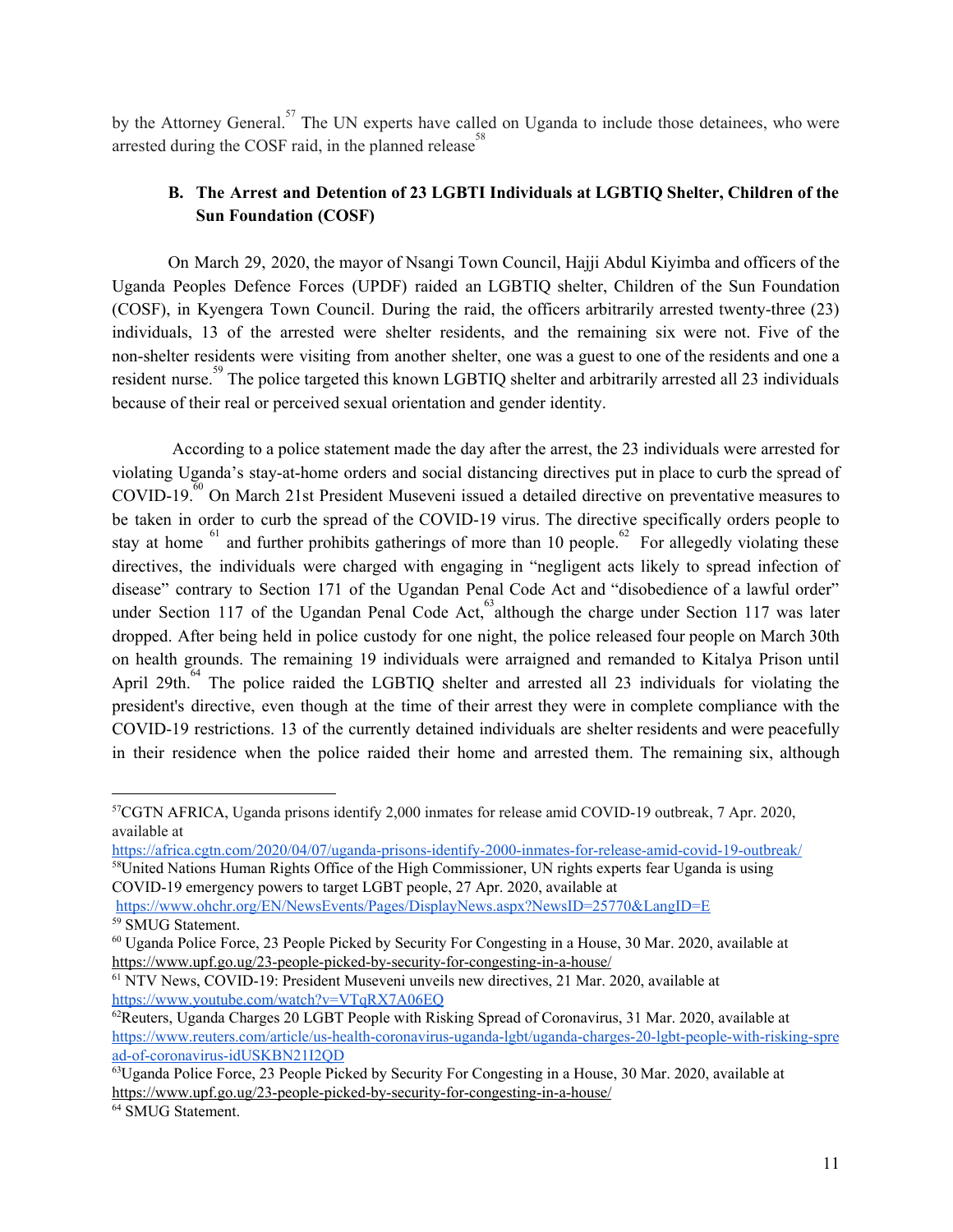by the Attorney General.[57] The UN experts have called on Uganda to include those detainees, who were arrested during the COSF raid, in the planned release[58]

### B. The Arrest and Detention of 23 LGBTI Individuals at LGBTIQ Shelter, Children of the Sun Foundation (COSF)

On March 29, 2020, the mayor of Nsangi Town Council, Hajji Abdul Kiyimba and officers of the Uganda Peoples Defence Forces (UPDF) raided an LGBTIQ shelter, Children of the Sun Foundation (COSF), in Kyengera Town Council. During the raid, the officers arbitrarily arrested twenty-three (23) individuals, 13 of the arrested were shelter residents, and the remaining six were not. Five of the non-shelter residents were visiting from another shelter, one was a guest to one of the residents and one a resident nurse.[59] The police targeted this known LGBTIQ shelter and arbitrarily arrested all 23 individuals because of their real or perceived sexual orientation and gender identity.

According to a police statement made the day after the arrest, the 23 individuals were arrested for violating Uganda's stay-at-home orders and social distancing directives put in place to curb the spread of COVID-19.[60] On March 21st President Museveni issued a detailed directive on preventative measures to be taken in order to curb the spread of the COVID-19 virus. The directive specifically orders people to stay at home [61] and further prohibits gatherings of more than 10 people.[62] For allegedly violating these directives, the individuals were charged with engaging in "negligent acts likely to spread infection of disease" contrary to Section 171 of the Ugandan Penal Code Act and "disobedience of a lawful order" under Section 117 of the Ugandan Penal Code Act,[63] although the charge under Section 117 was later dropped. After being held in police custody for one night, the police released four people on March 30th on health grounds. The remaining 19 individuals were arraigned and remanded to Kitalya Prison until April 29th.[64] The police raided the LGBTIQ shelter and arrested all 23 individuals for violating the president's directive, even though at the time of their arrest they were in complete compliance with the COVID-19 restrictions. 13 of the currently detained individuals are shelter residents and were peacefully in their residence when the police raided their home and arrested them. The remaining six, although

---

[57] CGTN AFRICA, Uganda prisons identify 2,000 inmates for release amid COVID-19 outbreak, 7 Apr. 2020, available at https://africa.cgtn.com/2020/04/07/uganda-prisons-identify-2000-inmates-for-release-amid-covid-19-outbreak/

[58] United Nations Human Rights Office of the High Commissioner, UN rights experts fear Uganda is using COVID-19 emergency powers to target LGBT people, 27 Apr. 2020, available at https://www.ohchr.org/EN/NewsEvents/Pages/DisplayNews.aspx?NewsID=25770&LangID=E

[59] SMUG Statement.

[60] Uganda Police Force, 23 People Picked by Security For Congesting in a House, 30 Mar. 2020, available at https://www.upf.go.ug/23-people-picked-by-security-for-congesting-in-a-house/

[61] NTV News, COVID-19: President Museveni unveils new directives, 21 Mar. 2020, available at https://www.youtube.com/watch?v=VTqRX7A06EQ

[62] Reuters, Uganda Charges 20 LGBT People with Risking Spread of Coronavirus, 31 Mar. 2020, available at https://www.reuters.com/article/us-health-coronavirus-uganda-lgbt/uganda-charges-20-lgbt-people-with-risking-spread-of-coronavirus-idUSKBN21I2QD

[63] Uganda Police Force, 23 People Picked by Security For Congesting in a House, 30 Mar. 2020, available at https://www.upf.go.ug/23-people-picked-by-security-for-congesting-in-a-house/

[64] SMUG Statement.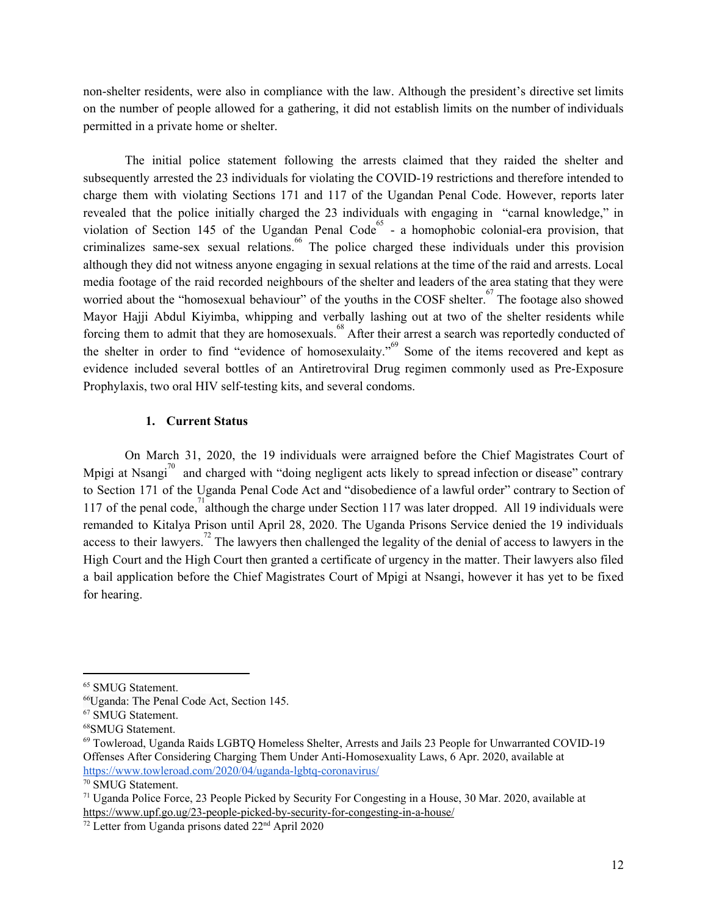non-shelter residents, were also in compliance with the law. Although the president's directive set limits on the number of people allowed for a gathering, it did not establish limits on the number of individuals permitted in a private home or shelter.

The initial police statement following the arrests claimed that they raided the shelter and subsequently arrested the 23 individuals for violating the COVID-19 restrictions and therefore intended to charge them with violating Sections 171 and 117 of the Ugandan Penal Code. However, reports later revealed that the police initially charged the 23 individuals with engaging in "carnal knowledge," in violation of Section 145 of the Ugandan Penal Code[65] - a homophobic colonial-era provision, that criminalizes same-sex sexual relations.[66] The police charged these individuals under this provision although they did not witness anyone engaging in sexual relations at the time of the raid and arrests. Local media footage of the raid recorded neighbours of the shelter and leaders of the area stating that they were worried about the "homosexual behaviour" of the youths in the COSF shelter.[67] The footage also showed Mayor Hajji Abdul Kiyimba, whipping and verbally lashing out at two of the shelter residents while forcing them to admit that they are homosexuals.[68] After their arrest a search was reportedly conducted of the shelter in order to find "evidence of homosexulaity."[69] Some of the items recovered and kept as evidence included several bottles of an Antiretroviral Drug regimen commonly used as Pre-Exposure Prophylaxis, two oral HIV self-testing kits, and several condoms.

### 1. Current Status

On March 31, 2020, the 19 individuals were arraigned before the Chief Magistrates Court of Mpigi at Nsangi[70] and charged with "doing negligent acts likely to spread infection or disease" contrary to Section 171 of the Uganda Penal Code Act and "disobedience of a lawful order" contrary to Section of 117 of the penal code,[71] although the charge under Section 117 was later dropped. All 19 individuals were remanded to Kitalya Prison until April 28, 2020. The Uganda Prisons Service denied the 19 individuals access to their lawyers.[72] The lawyers then challenged the legality of the denial of access to lawyers in the High Court and the High Court then granted a certificate of urgency in the matter. Their lawyers also filed a bail application before the Chief Magistrates Court of Mpigi at Nsangi, however it has yet to be fixed for hearing.

---

[65] SMUG Statement.

[66] Uganda: The Penal Code Act, Section 145.

[67] SMUG Statement.

[68] SMUG Statement.

[69] Towleroad, Uganda Raids LGBTQ Homeless Shelter, Arrests and Jails 23 People for Unwarranted COVID-19 Offenses After Considering Charging Them Under Anti-Homosexuality Laws, 6 Apr. 2020, available at https://www.towleroad.com/2020/04/uganda-lgbtq-coronavirus/

[70] SMUG Statement.

[71] Uganda Police Force, 23 People Picked by Security For Congesting in a House, 30 Mar. 2020, available at https://www.upf.go.ug/23-people-picked-by-security-for-congesting-in-a-house/

[72] Letter from Uganda prisons dated 22nd April 2020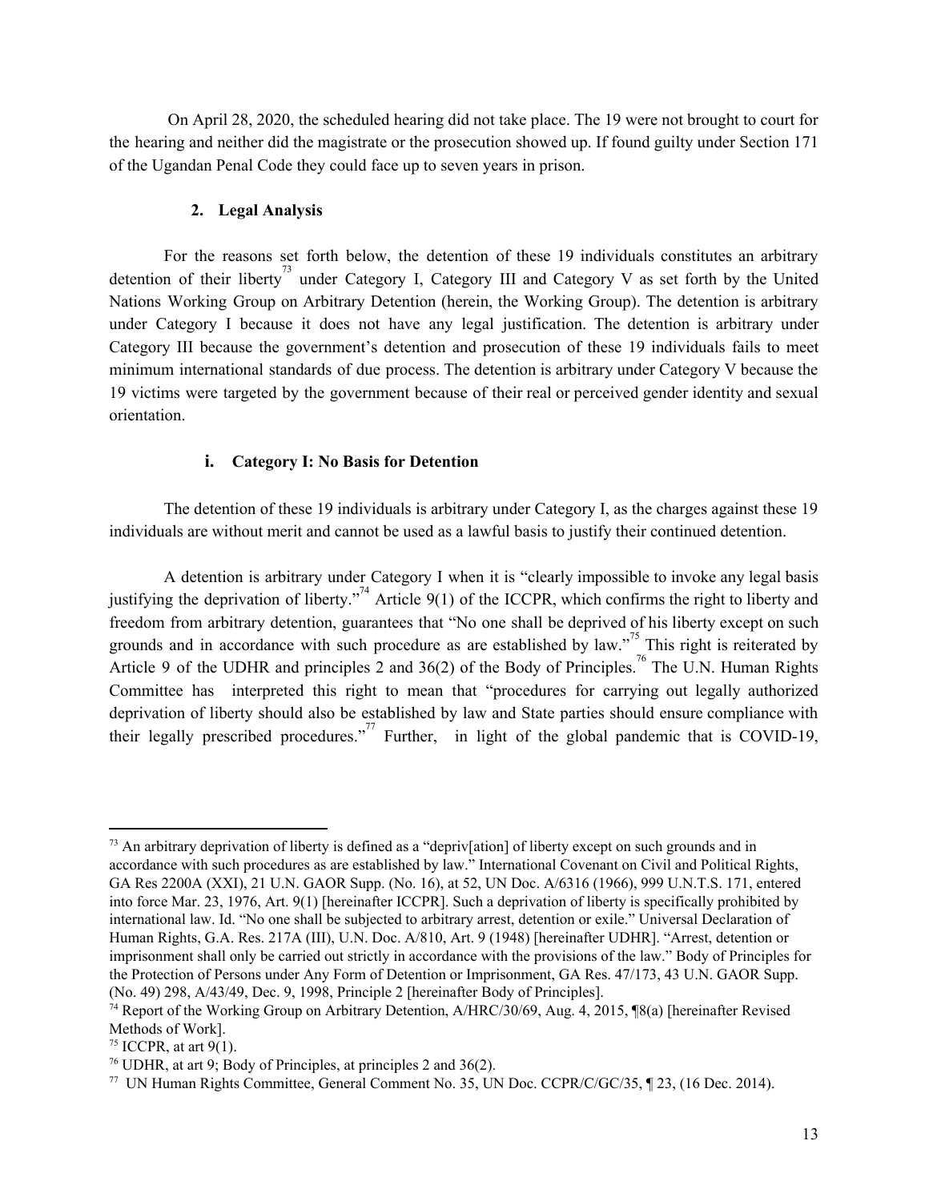On April 28, 2020, the scheduled hearing did not take place. The 19 were not brought to court for the hearing and neither did the magistrate or the prosecution showed up. If found guilty under Section 171 of the Ugandan Penal Code they could face up to seven years in prison.

### 2. Legal Analysis

For the reasons set forth below, the detention of these 19 individuals constitutes an arbitrary detention of their liberty[73] under Category I, Category III and Category V as set forth by the United Nations Working Group on Arbitrary Detention (herein, the Working Group). The detention is arbitrary under Category I because it does not have any legal justification. The detention is arbitrary under Category III because the government's detention and prosecution of these 19 individuals fails to meet minimum international standards of due process. The detention is arbitrary under Category V because the 19 victims were targeted by the government because of their real or perceived gender identity and sexual orientation.

#### i. Category I: No Basis for Detention

The detention of these 19 individuals is arbitrary under Category I, as the charges against these 19 individuals are without merit and cannot be used as a lawful basis to justify their continued detention.

A detention is arbitrary under Category I when it is "clearly impossible to invoke any legal basis justifying the deprivation of liberty."[74] Article 9(1) of the ICCPR, which confirms the right to liberty and freedom from arbitrary detention, guarantees that "No one shall be deprived of his liberty except on such grounds and in accordance with such procedure as are established by law."[75] This right is reiterated by Article 9 of the UDHR and principles 2 and 36(2) of the Body of Principles.[76] The U.N. Human Rights Committee has interpreted this right to mean that "procedures for carrying out legally authorized deprivation of liberty should also be established by law and State parties should ensure compliance with their legally prescribed procedures."[77] Further, in light of the global pandemic that is COVID-19,

---

[73] An arbitrary deprivation of liberty is defined as a "depriv[ation] of liberty except on such grounds and in accordance with such procedures as are established by law." International Covenant on Civil and Political Rights, GA Res 2200A (XXI), 21 U.N. GAOR Supp. (No. 16), at 52, UN Doc. A/6316 (1966), 999 U.N.T.S. 171, entered into force Mar. 23, 1976, Art. 9(1) [hereinafter ICCPR]. Such a deprivation of liberty is specifically prohibited by international law. Id. "No one shall be subjected to arbitrary arrest, detention or exile." Universal Declaration of Human Rights, G.A. Res. 217A (III), U.N. Doc. A/810, Art. 9 (1948) [hereinafter UDHR]. "Arrest, detention or imprisonment shall only be carried out strictly in accordance with the provisions of the law." Body of Principles for the Protection of Persons under Any Form of Detention or Imprisonment, GA Res. 47/173, 43 U.N. GAOR Supp. (No. 49) 298, A/43/49, Dec. 9, 1998, Principle 2 [hereinafter Body of Principles].

[74] Report of the Working Group on Arbitrary Detention, A/HRC/30/69, Aug. 4, 2015, ¶8(a) [hereinafter Revised Methods of Work].

[75] ICCPR, at art 9(1).

[76] UDHR, at art 9; Body of Principles, at principles 2 and 36(2).

[77] UN Human Rights Committee, General Comment No. 35, UN Doc. CCPR/C/GC/35, ¶ 23, (16 Dec. 2014).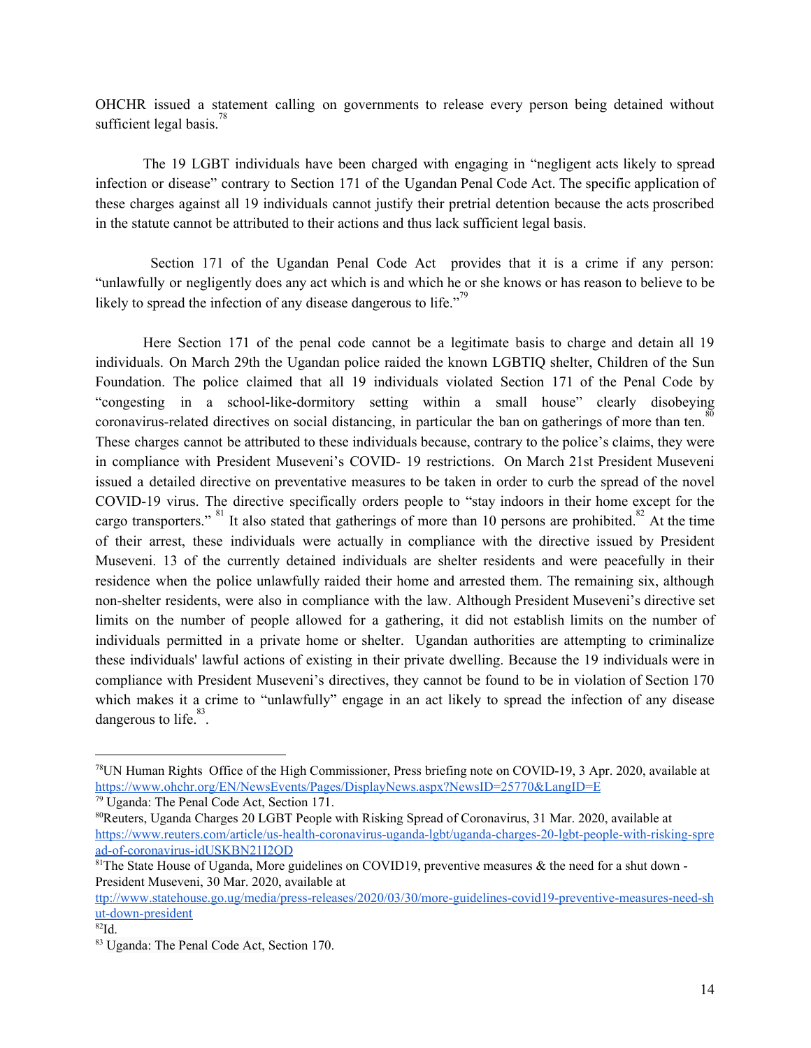OHCHR issued a statement calling on governments to release every person being detained without sufficient legal basis.[78]

The 19 LGBT individuals have been charged with engaging in "negligent acts likely to spread infection or disease" contrary to Section 171 of the Ugandan Penal Code Act. The specific application of these charges against all 19 individuals cannot justify their pretrial detention because the acts proscribed in the statute cannot be attributed to their actions and thus lack sufficient legal basis.

Section 171 of the Ugandan Penal Code Act provides that it is a crime if any person: "unlawfully or negligently does any act which is and which he or she knows or has reason to believe to be likely to spread the infection of any disease dangerous to life."[79]

Here Section 171 of the penal code cannot be a legitimate basis to charge and detain all 19 individuals. On March 29th the Ugandan police raided the known LGBTIQ shelter, Children of the Sun Foundation. The police claimed that all 19 individuals violated Section 171 of the Penal Code by "congesting in a school-like-dormitory setting within a small house" clearly disobeying coronavirus-related directives on social distancing, in particular the ban on gatherings of more than ten.[80] These charges cannot be attributed to these individuals because, contrary to the police's claims, they were in compliance with President Museveni's COVID- 19 restrictions. On March 21st President Museveni issued a detailed directive on preventative measures to be taken in order to curb the spread of the novel COVID-19 virus. The directive specifically orders people to "stay indoors in their home except for the cargo transporters."[81] It also stated that gatherings of more than 10 persons are prohibited.[82] At the time of their arrest, these individuals were actually in compliance with the directive issued by President Museveni. 13 of the currently detained individuals are shelter residents and were peacefully in their residence when the police unlawfully raided their home and arrested them. The remaining six, although non-shelter residents, were also in compliance with the law. Although President Museveni's directive set limits on the number of people allowed for a gathering, it did not establish limits on the number of individuals permitted in a private home or shelter. Ugandan authorities are attempting to criminalize these individuals' lawful actions of existing in their private dwelling. Because the 19 individuals were in compliance with President Museveni's directives, they cannot be found to be in violation of Section 170 which makes it a crime to "unlawfully" engage in an act likely to spread the infection of any disease dangerous to life.[83].

---

[78] UN Human Rights Office of the High Commissioner, Press briefing note on COVID-19, 3 Apr. 2020, available at https://www.ohchr.org/EN/NewsEvents/Pages/DisplayNews.aspx?NewsID=25770&LangID=E

[79] Uganda: The Penal Code Act, Section 171.

[80] Reuters, Uganda Charges 20 LGBT People with Risking Spread of Coronavirus, 31 Mar. 2020, available at https://www.reuters.com/article/us-health-coronavirus-uganda-lgbt/uganda-charges-20-lgbt-people-with-risking-spread-of-coronavirus-idUSKBN21I2QD

[81] The State House of Uganda, More guidelines on COVID19, preventive measures & the need for a shut down - President Museveni, 30 Mar. 2020, available at ttp://www.statehouse.go.ug/media/press-releases/2020/03/30/more-guidelines-covid19-preventive-measures-need-shut-down-president

[82] Id.

[83] Uganda: The Penal Code Act, Section 170.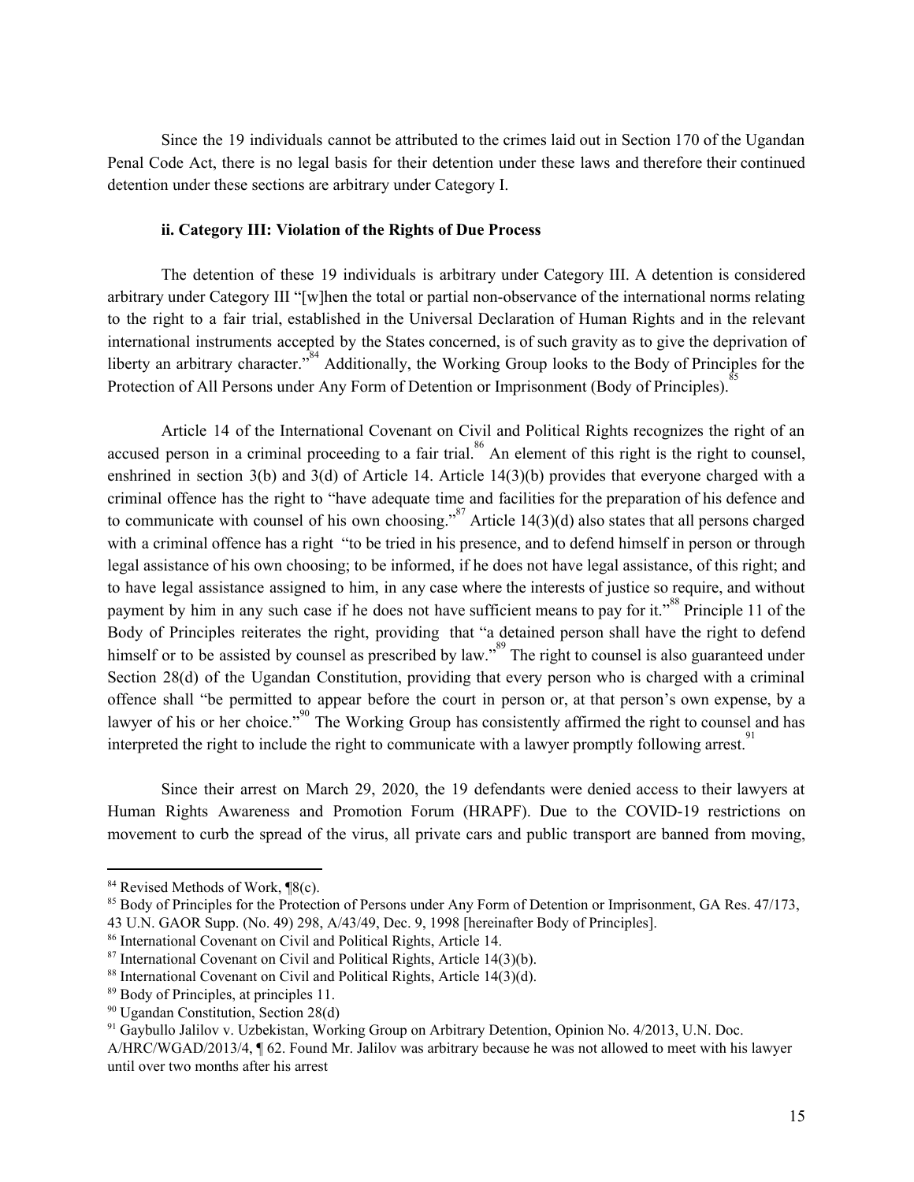Since the 19 individuals cannot be attributed to the crimes laid out in Section 170 of the Ugandan Penal Code Act, there is no legal basis for their detention under these laws and therefore their continued detention under these sections are arbitrary under Category I.

#### ii. Category III: Violation of the Rights of Due Process

The detention of these 19 individuals is arbitrary under Category III. A detention is considered arbitrary under Category III "[w]hen the total or partial non-observance of the international norms relating to the right to a fair trial, established in the Universal Declaration of Human Rights and in the relevant international instruments accepted by the States concerned, is of such gravity as to give the deprivation of liberty an arbitrary character."[84] Additionally, the Working Group looks to the Body of Principles for the Protection of All Persons under Any Form of Detention or Imprisonment (Body of Principles).[85]

Article 14 of the International Covenant on Civil and Political Rights recognizes the right of an accused person in a criminal proceeding to a fair trial.[86] An element of this right is the right to counsel, enshrined in section 3(b) and 3(d) of Article 14. Article 14(3)(b) provides that everyone charged with a criminal offence has the right to "have adequate time and facilities for the preparation of his defence and to communicate with counsel of his own choosing."[87] Article 14(3)(d) also states that all persons charged with a criminal offence has a right "to be tried in his presence, and to defend himself in person or through legal assistance of his own choosing; to be informed, if he does not have legal assistance, of this right; and to have legal assistance assigned to him, in any case where the interests of justice so require, and without payment by him in any such case if he does not have sufficient means to pay for it."[88] Principle 11 of the Body of Principles reiterates the right, providing that "a detained person shall have the right to defend himself or to be assisted by counsel as prescribed by law."[89] The right to counsel is also guaranteed under Section 28(d) of the Ugandan Constitution, providing that every person who is charged with a criminal offence shall "be permitted to appear before the court in person or, at that person's own expense, by a lawyer of his or her choice."[90] The Working Group has consistently affirmed the right to counsel and has interpreted the right to include the right to communicate with a lawyer promptly following arrest.[91]

Since their arrest on March 29, 2020, the 19 defendants were denied access to their lawyers at Human Rights Awareness and Promotion Forum (HRAPF). Due to the COVID-19 restrictions on movement to curb the spread of the virus, all private cars and public transport are banned from moving,

---

[84] Revised Methods of Work, ¶8(c).

[85] Body of Principles for the Protection of Persons under Any Form of Detention or Imprisonment, GA Res. 47/173, 43 U.N. GAOR Supp. (No. 49) 298, A/43/49, Dec. 9, 1998 [hereinafter Body of Principles].

[86] International Covenant on Civil and Political Rights, Article 14.

[87] International Covenant on Civil and Political Rights, Article 14(3)(b).

[88] International Covenant on Civil and Political Rights, Article 14(3)(d).

[89] Body of Principles, at principles 11.

[90] Ugandan Constitution, Section 28(d)

[91] Gaybullo Jalilov v. Uzbekistan, Working Group on Arbitrary Detention, Opinion No. 4/2013, U.N. Doc. A/HRC/WGAD/2013/4, ¶ 62. Found Mr. Jalilov was arbitrary because he was not allowed to meet with his lawyer until over two months after his arrest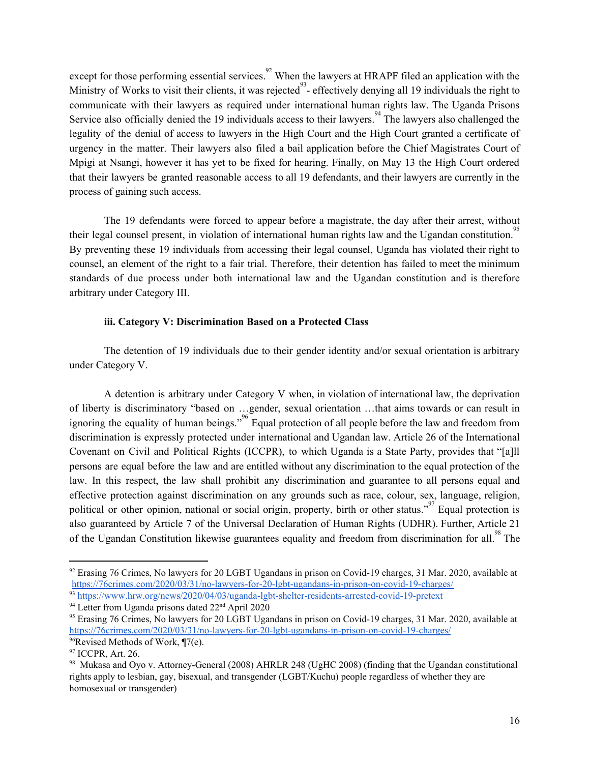except for those performing essential services.[92] When the lawyers at HRAPF filed an application with the Ministry of Works to visit their clients, it was rejected[93]- effectively denying all 19 individuals the right to communicate with their lawyers as required under international human rights law. The Uganda Prisons Service also officially denied the 19 individuals access to their lawyers.[94] The lawyers also challenged the legality of the denial of access to lawyers in the High Court and the High Court granted a certificate of urgency in the matter. Their lawyers also filed a bail application before the Chief Magistrates Court of Mpigi at Nsangi, however it has yet to be fixed for hearing. Finally, on May 13 the High Court ordered that their lawyers be granted reasonable access to all 19 defendants, and their lawyers are currently in the process of gaining such access.

The 19 defendants were forced to appear before a magistrate, the day after their arrest, without their legal counsel present, in violation of international human rights law and the Ugandan constitution.[95] By preventing these 19 individuals from accessing their legal counsel, Uganda has violated their right to counsel, an element of the right to a fair trial. Therefore, their detention has failed to meet the minimum standards of due process under both international law and the Ugandan constitution and is therefore arbitrary under Category III.

#### iii. Category V: Discrimination Based on a Protected Class

The detention of 19 individuals due to their gender identity and/or sexual orientation is arbitrary under Category V.

A detention is arbitrary under Category V when, in violation of international law, the deprivation of liberty is discriminatory "based on …gender, sexual orientation …that aims towards or can result in ignoring the equality of human beings."[96] Equal protection of all people before the law and freedom from discrimination is expressly protected under international and Ugandan law. Article 26 of the International Covenant on Civil and Political Rights (ICCPR), to which Uganda is a State Party, provides that "[a]ll persons are equal before the law and are entitled without any discrimination to the equal protection of the law. In this respect, the law shall prohibit any discrimination and guarantee to all persons equal and effective protection against discrimination on any grounds such as race, colour, sex, language, religion, political or other opinion, national or social origin, property, birth or other status."[97] Equal protection is also guaranteed by Article 7 of the Universal Declaration of Human Rights (UDHR). Further, Article 21 of the Ugandan Constitution likewise guarantees equality and freedom from discrimination for all.[98] The

---

[92] Erasing 76 Crimes, No lawyers for 20 LGBT Ugandans in prison on Covid-19 charges, 31 Mar. 2020, available at https://76crimes.com/2020/03/31/no-lawyers-for-20-lgbt-ugandans-in-prison-on-covid-19-charges/

[93] https://www.hrw.org/news/2020/04/03/uganda-lgbt-shelter-residents-arrested-covid-19-pretext

[94] Letter from Uganda prisons dated 22nd April 2020

[95] Erasing 76 Crimes, No lawyers for 20 LGBT Ugandans in prison on Covid-19 charges, 31 Mar. 2020, available at https://76crimes.com/2020/03/31/no-lawyers-for-20-lgbt-ugandans-in-prison-on-covid-19-charges/

[96] Revised Methods of Work, ¶7(e).

[97] ICCPR, Art. 26.

[98] Mukasa and Oyo v. Attorney-General (2008) AHRLR 248 (UgHC 2008) (finding that the Ugandan constitutional rights apply to lesbian, gay, bisexual, and transgender (LGBT/Kuchu) people regardless of whether they are homosexual or transgender)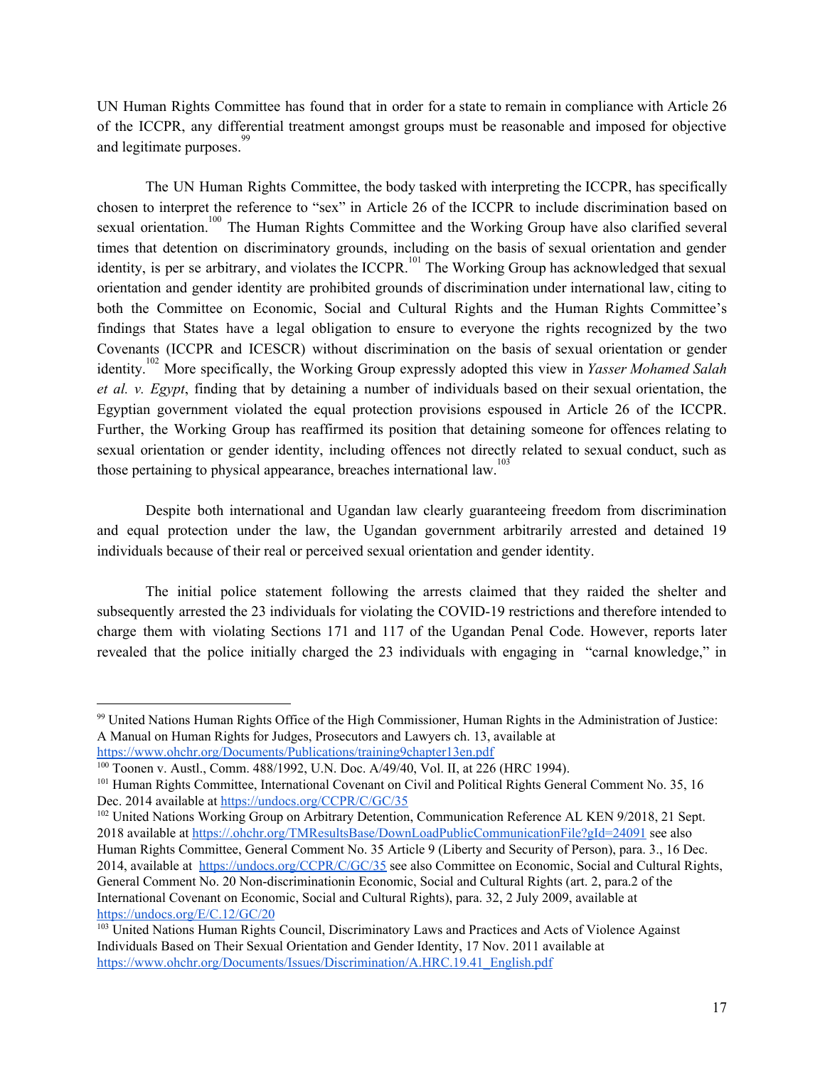UN Human Rights Committee has found that in order for a state to remain in compliance with Article 26 of the ICCPR, any differential treatment amongst groups must be reasonable and imposed for objective and legitimate purposes.[99]

The UN Human Rights Committee, the body tasked with interpreting the ICCPR, has specifically chosen to interpret the reference to "sex" in Article 26 of the ICCPR to include discrimination based on sexual orientation.[100] The Human Rights Committee and the Working Group have also clarified several times that detention on discriminatory grounds, including on the basis of sexual orientation and gender identity, is per se arbitrary, and violates the ICCPR.[101] The Working Group has acknowledged that sexual orientation and gender identity are prohibited grounds of discrimination under international law, citing to both the Committee on Economic, Social and Cultural Rights and the Human Rights Committee's findings that States have a legal obligation to ensure to everyone the rights recognized by the two Covenants (ICCPR and ICESCR) without discrimination on the basis of sexual orientation or gender identity.[102] More specifically, the Working Group expressly adopted this view in *Yasser Mohamed Salah et al. v. Egypt*, finding that by detaining a number of individuals based on their sexual orientation, the Egyptian government violated the equal protection provisions espoused in Article 26 of the ICCPR. Further, the Working Group has reaffirmed its position that detaining someone for offences relating to sexual orientation or gender identity, including offences not directly related to sexual conduct, such as those pertaining to physical appearance, breaches international law.[103]

Despite both international and Ugandan law clearly guaranteeing freedom from discrimination and equal protection under the law, the Ugandan government arbitrarily arrested and detained 19 individuals because of their real or perceived sexual orientation and gender identity.

The initial police statement following the arrests claimed that they raided the shelter and subsequently arrested the 23 individuals for violating the COVID-19 restrictions and therefore intended to charge them with violating Sections 171 and 117 of the Ugandan Penal Code. However, reports later revealed that the police initially charged the 23 individuals with engaging in "carnal knowledge," in

---

[99] United Nations Human Rights Office of the High Commissioner, Human Rights in the Administration of Justice: A Manual on Human Rights for Judges, Prosecutors and Lawyers ch. 13, available at https://www.ohchr.org/Documents/Publications/training9chapter13en.pdf

[100] Toonen v. Austl., Comm. 488/1992, U.N. Doc. A/49/40, Vol. II, at 226 (HRC 1994).

[101] Human Rights Committee, International Covenant on Civil and Political Rights General Comment No. 35, 16 Dec. 2014 available at https://undocs.org/CCPR/C/GC/35

[102] United Nations Working Group on Arbitrary Detention, Communication Reference AL KEN 9/2018, 21 Sept. 2018 available at https://.ohchr.org/TMResultsBase/DownLoadPublicCommunicationFile?gId=24091 see also Human Rights Committee, General Comment No. 35 Article 9 (Liberty and Security of Person), para. 3., 16 Dec. 2014, available at https://undocs.org/CCPR/C/GC/35 see also Committee on Economic, Social and Cultural Rights, General Comment No. 20 Non-discriminationin Economic, Social and Cultural Rights (art. 2, para.2 of the International Covenant on Economic, Social and Cultural Rights), para. 32, 2 July 2009, available at https://undocs.org/E/C.12/GC/20

[103] United Nations Human Rights Council, Discriminatory Laws and Practices and Acts of Violence Against Individuals Based on Their Sexual Orientation and Gender Identity, 17 Nov. 2011 available at https://www.ohchr.org/Documents/Issues/Discrimination/A.HRC.19.41_English.pdf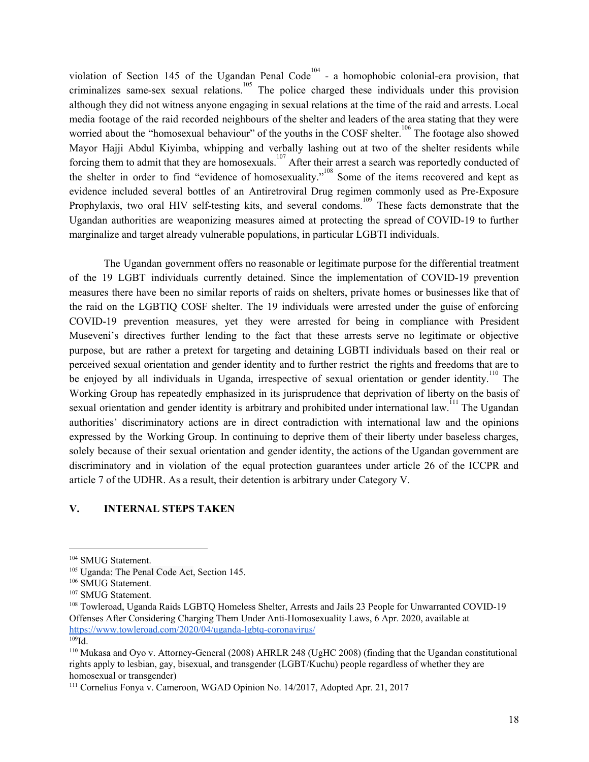violation of Section 145 of the Ugandan Penal Code[104] - a homophobic colonial-era provision, that criminalizes same-sex sexual relations.[105] The police charged these individuals under this provision although they did not witness anyone engaging in sexual relations at the time of the raid and arrests. Local media footage of the raid recorded neighbours of the shelter and leaders of the area stating that they were worried about the "homosexual behaviour" of the youths in the COSF shelter.[106] The footage also showed Mayor Hajji Abdul Kiyimba, whipping and verbally lashing out at two of the shelter residents while forcing them to admit that they are homosexuals.[107] After their arrest a search was reportedly conducted of the shelter in order to find "evidence of homosexuality."[108] Some of the items recovered and kept as evidence included several bottles of an Antiretroviral Drug regimen commonly used as Pre-Exposure Prophylaxis, two oral HIV self-testing kits, and several condoms.[109] These facts demonstrate that the Ugandan authorities are weaponizing measures aimed at protecting the spread of COVID-19 to further marginalize and target already vulnerable populations, in particular LGBTI individuals.

The Ugandan government offers no reasonable or legitimate purpose for the differential treatment of the 19 LGBT individuals currently detained. Since the implementation of COVID-19 prevention measures there have been no similar reports of raids on shelters, private homes or businesses like that of the raid on the LGBTIQ COSF shelter. The 19 individuals were arrested under the guise of enforcing COVID-19 prevention measures, yet they were arrested for being in compliance with President Museveni's directives further lending to the fact that these arrests serve no legitimate or objective purpose, but are rather a pretext for targeting and detaining LGBTI individuals based on their real or perceived sexual orientation and gender identity and to further restrict the rights and freedoms that are to be enjoyed by all individuals in Uganda, irrespective of sexual orientation or gender identity.[110] The Working Group has repeatedly emphasized in its jurisprudence that deprivation of liberty on the basis of sexual orientation and gender identity is arbitrary and prohibited under international law.[111] The Ugandan authorities' discriminatory actions are in direct contradiction with international law and the opinions expressed by the Working Group. In continuing to deprive them of their liberty under baseless charges, solely because of their sexual orientation and gender identity, the actions of the Ugandan government are discriminatory and in violation of the equal protection guarantees under article 26 of the ICCPR and article 7 of the UDHR. As a result, their detention is arbitrary under Category V.

## V. INTERNAL STEPS TAKEN

---

[104] SMUG Statement.

[105] Uganda: The Penal Code Act, Section 145.

[106] SMUG Statement.

[107] SMUG Statement.

[108] Towleroad, Uganda Raids LGBTQ Homeless Shelter, Arrests and Jails 23 People for Unwarranted COVID-19 Offenses After Considering Charging Them Under Anti-Homosexuality Laws, 6 Apr. 2020, available at https://www.towleroad.com/2020/04/uganda-lgbtq-coronavirus/

[109] Id.

[110] Mukasa and Oyo v. Attorney-General (2008) AHRLR 248 (UgHC 2008) (finding that the Ugandan constitutional rights apply to lesbian, gay, bisexual, and transgender (LGBT/Kuchu) people regardless of whether they are homosexual or transgender)

[111] Cornelius Fonya v. Cameroon, WGAD Opinion No. 14/2017, Adopted Apr. 21, 2017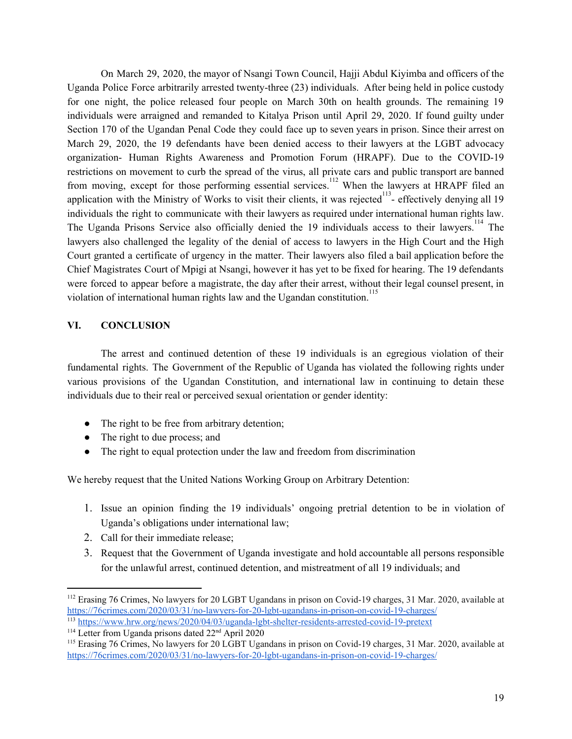On March 29, 2020, the mayor of Nsangi Town Council, Hajji Abdul Kiyimba and officers of the Uganda Police Force arbitrarily arrested twenty-three (23) individuals. After being held in police custody for one night, the police released four people on March 30th on health grounds. The remaining 19 individuals were arraigned and remanded to Kitalya Prison until April 29, 2020. If found guilty under Section 170 of the Ugandan Penal Code they could face up to seven years in prison. Since their arrest on March 29, 2020, the 19 defendants have been denied access to their lawyers at the LGBT advocacy organization- Human Rights Awareness and Promotion Forum (HRAPF). Due to the COVID-19 restrictions on movement to curb the spread of the virus, all private cars and public transport are banned from moving, except for those performing essential services.[112] When the lawyers at HRAPF filed an application with the Ministry of Works to visit their clients, it was rejected[113]- effectively denying all 19 individuals the right to communicate with their lawyers as required under international human rights law. The Uganda Prisons Service also officially denied the 19 individuals access to their lawyers.[114] The lawyers also challenged the legality of the denial of access to lawyers in the High Court and the High Court granted a certificate of urgency in the matter. Their lawyers also filed a bail application before the Chief Magistrates Court of Mpigi at Nsangi, however it has yet to be fixed for hearing. The 19 defendants were forced to appear before a magistrate, the day after their arrest, without their legal counsel present, in violation of international human rights law and the Ugandan constitution.[115]

## VI. CONCLUSION

The arrest and continued detention of these 19 individuals is an egregious violation of their fundamental rights. The Government of the Republic of Uganda has violated the following rights under various provisions of the Ugandan Constitution, and international law in continuing to detain these individuals due to their real or perceived sexual orientation or gender identity:

- The right to be free from arbitrary detention;
- The right to due process; and
- The right to equal protection under the law and freedom from discrimination

We hereby request that the United Nations Working Group on Arbitrary Detention:

1. Issue an opinion finding the 19 individuals' ongoing pretrial detention to be in violation of Uganda's obligations under international law;
2. Call for their immediate release;
3. Request that the Government of Uganda investigate and hold accountable all persons responsible for the unlawful arrest, continued detention, and mistreatment of all 19 individuals; and

---

[112] Erasing 76 Crimes, No lawyers for 20 LGBT Ugandans in prison on Covid-19 charges, 31 Mar. 2020, available at https://76crimes.com/2020/03/31/no-lawyers-for-20-lgbt-ugandans-in-prison-on-covid-19-charges/

[113] https://www.hrw.org/news/2020/04/03/uganda-lgbt-shelter-residents-arrested-covid-19-pretext

[114] Letter from Uganda prisons dated 22nd April 2020

[115] Erasing 76 Crimes, No lawyers for 20 LGBT Ugandans in prison on Covid-19 charges, 31 Mar. 2020, available at https://76crimes.com/2020/03/31/no-lawyers-for-20-lgbt-ugandans-in-prison-on-covid-19-charges/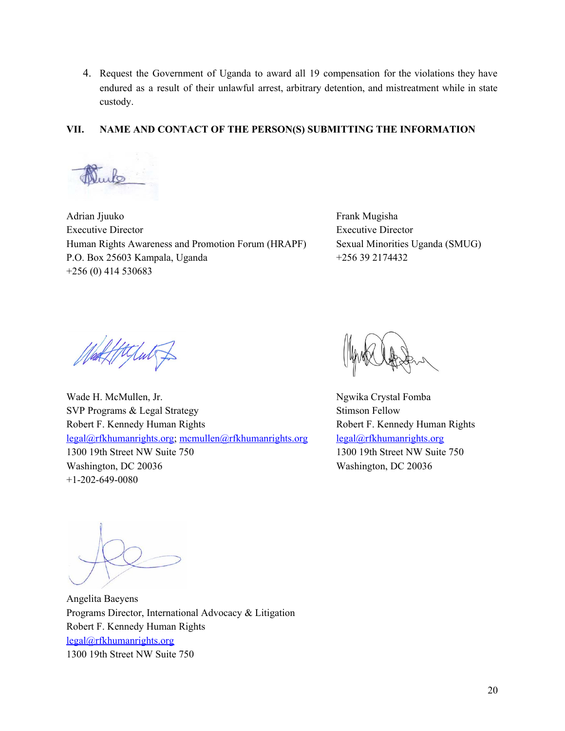4. Request the Government of Uganda to award all 19 compensation for the violations they have endured as a result of their unlawful arrest, arbitrary detention, and mistreatment while in state custody.

## VII. NAME AND CONTACT OF THE PERSON(S) SUBMITTING THE INFORMATION

Adrian Jjuuko
Executive Director
Human Rights Awareness and Promotion Forum (HRAPF)
P.O. Box 25603 Kampala, Uganda
+256 (0) 414 530683

Frank Mugisha
Executive Director
Sexual Minorities Uganda (SMUG)
+256 39 2174432

Wade H. McMullen, Jr.
SVP Programs & Legal Strategy
Robert F. Kennedy Human Rights
legal@rfkhumanrights.org; mcmullen@rfkhumanrights.org
1300 19th Street NW Suite 750
Washington, DC 20036
+1-202-649-0080

Ngwika Crystal Fomba
Stimson Fellow
Robert F. Kennedy Human Rights
legal@rfkhumanrights.org
1300 19th Street NW Suite 750
Washington, DC 20036

Angelita Baeyens
Programs Director, International Advocacy & Litigation
Robert F. Kennedy Human Rights
legal@rfkhumanrights.org
1300 19th Street NW Suite 750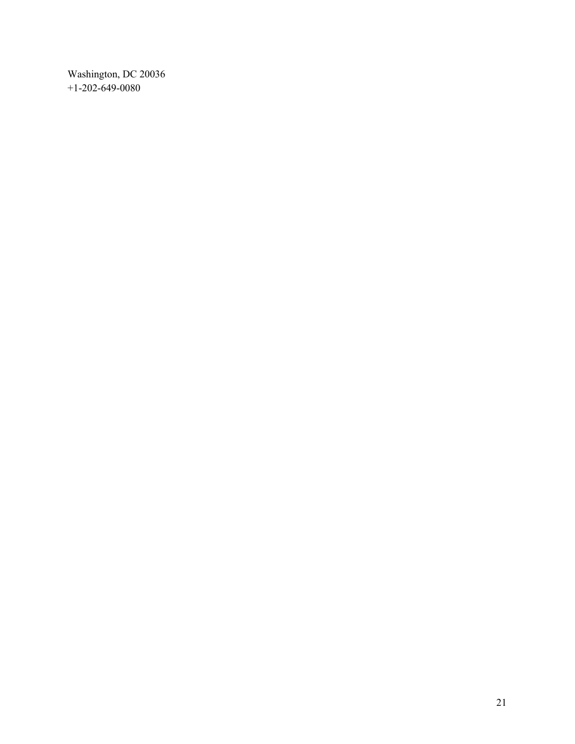Washington, DC 20036
+1-202-649-0080